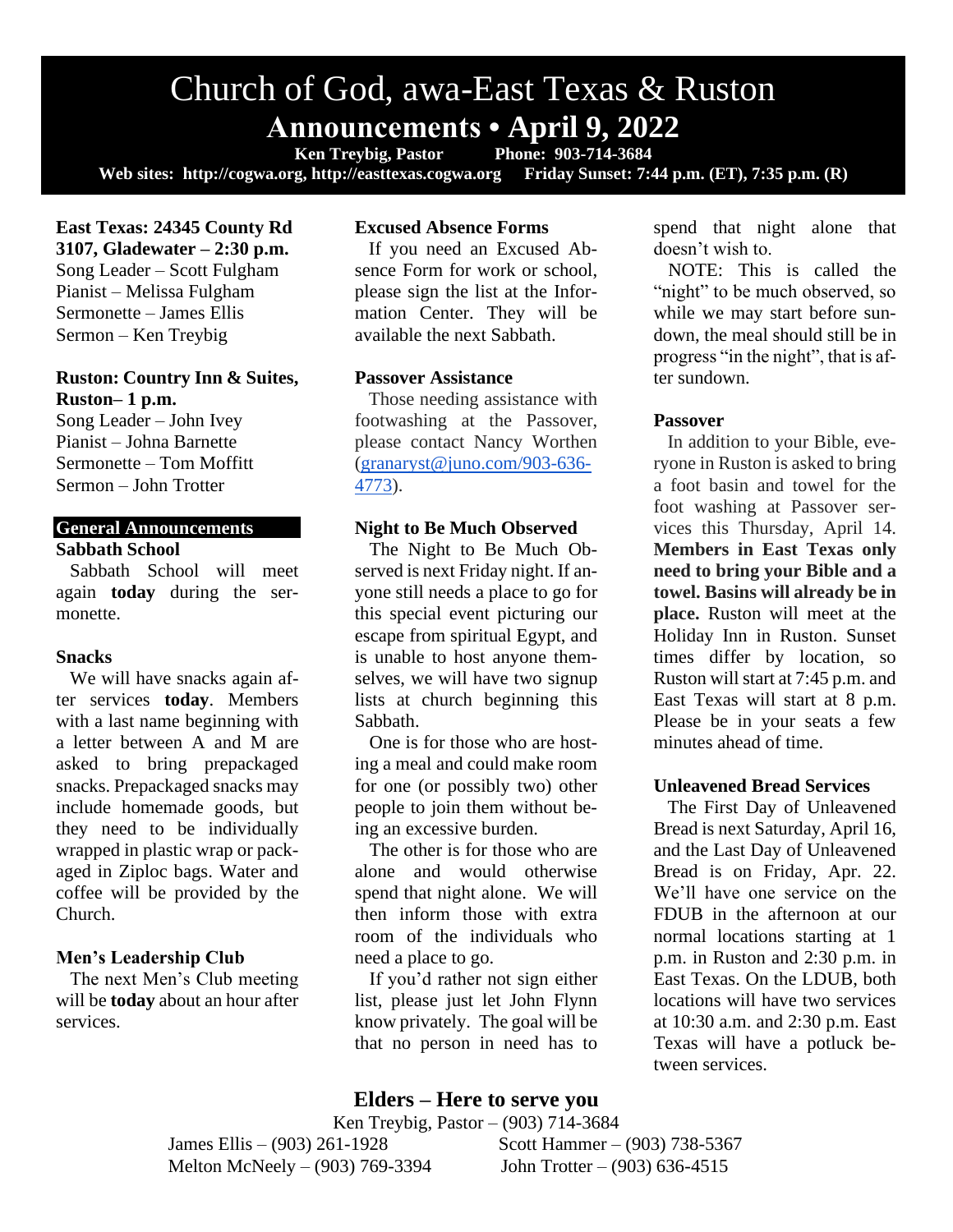# Church of God, awa-East Texas & Ruston

## Announcements • April 9, 2022

**Ken Treybig, Pastor  Phone: 903-714-3684**

**Web sites: http://cogwa.org, http://easttexas.cogwa.org  Friday Sunset: 7:44 p.m. (ET), 7:35 p.m. (R)**

**East Texas: 24345 County Rd 3107, Gladewater – 2:30 p.m.**
Song Leader – Scott Fulgham
Pianist – Melissa Fulgham
Sermonette – James Ellis
Sermon – Ken Treybig

**Ruston: Country Inn & Suites, Ruston– 1 p.m.**
Song Leader – John Ivey
Pianist – Johna Barnette
Sermonette – Tom Moffitt
Sermon – John Trotter

## General Announcements

### Sabbath School

Sabbath School will meet again **today** during the sermonette.

### Snacks

We will have snacks again after services **today**. Members with a last name beginning with a letter between A and M are asked to bring prepackaged snacks. Prepackaged snacks may include homemade goods, but they need to be individually wrapped in plastic wrap or packaged in Ziploc bags. Water and coffee will be provided by the Church.

### Men's Leadership Club

The next Men's Club meeting will be **today** about an hour after services.

### Excused Absence Forms

If you need an Excused Absence Form for work or school, please sign the list at the Information Center. They will be available the next Sabbath.

### Passover Assistance

Those needing assistance with footwashing at the Passover, please contact Nancy Worthen (granaryst@juno.com/903-636-4773).

### Night to Be Much Observed

The Night to Be Much Observed is next Friday night. If anyone still needs a place to go for this special event picturing our escape from spiritual Egypt, and is unable to host anyone themselves, we will have two signup lists at church beginning this Sabbath.

One is for those who are hosting a meal and could make room for one (or possibly two) other people to join them without being an excessive burden.

The other is for those who are alone and would otherwise spend that night alone. We will then inform those with extra room of the individuals who need a place to go.

If you'd rather not sign either list, please just let John Flynn know privately. The goal will be that no person in need has to spend that night alone that doesn't wish to.

NOTE: This is called the "night" to be much observed, so while we may start before sundown, the meal should still be in progress "in the night", that is after sundown.

### Passover

In addition to your Bible, everyone in Ruston is asked to bring a foot basin and towel for the foot washing at Passover services this Thursday, April 14. **Members in East Texas only need to bring your Bible and a towel. Basins will already be in place.** Ruston will meet at the Holiday Inn in Ruston. Sunset times differ by location, so Ruston will start at 7:45 p.m. and East Texas will start at 8 p.m. Please be in your seats a few minutes ahead of time.

### Unleavened Bread Services

The First Day of Unleavened Bread is next Saturday, April 16, and the Last Day of Unleavened Bread is on Friday, Apr. 22. We'll have one service on the FDUB in the afternoon at our normal locations starting at 1 p.m. in Ruston and 2:30 p.m. in East Texas. On the LDUB, both locations will have two services at 10:30 a.m. and 2:30 p.m. East Texas will have a potluck between services.

## Elders – Here to serve you

Ken Treybig, Pastor – (903) 714-3684

James Ellis – (903) 261-1928
Scott Hammer – (903) 738-5367
Melton McNeely – (903) 769-3394
John Trotter – (903) 636-4515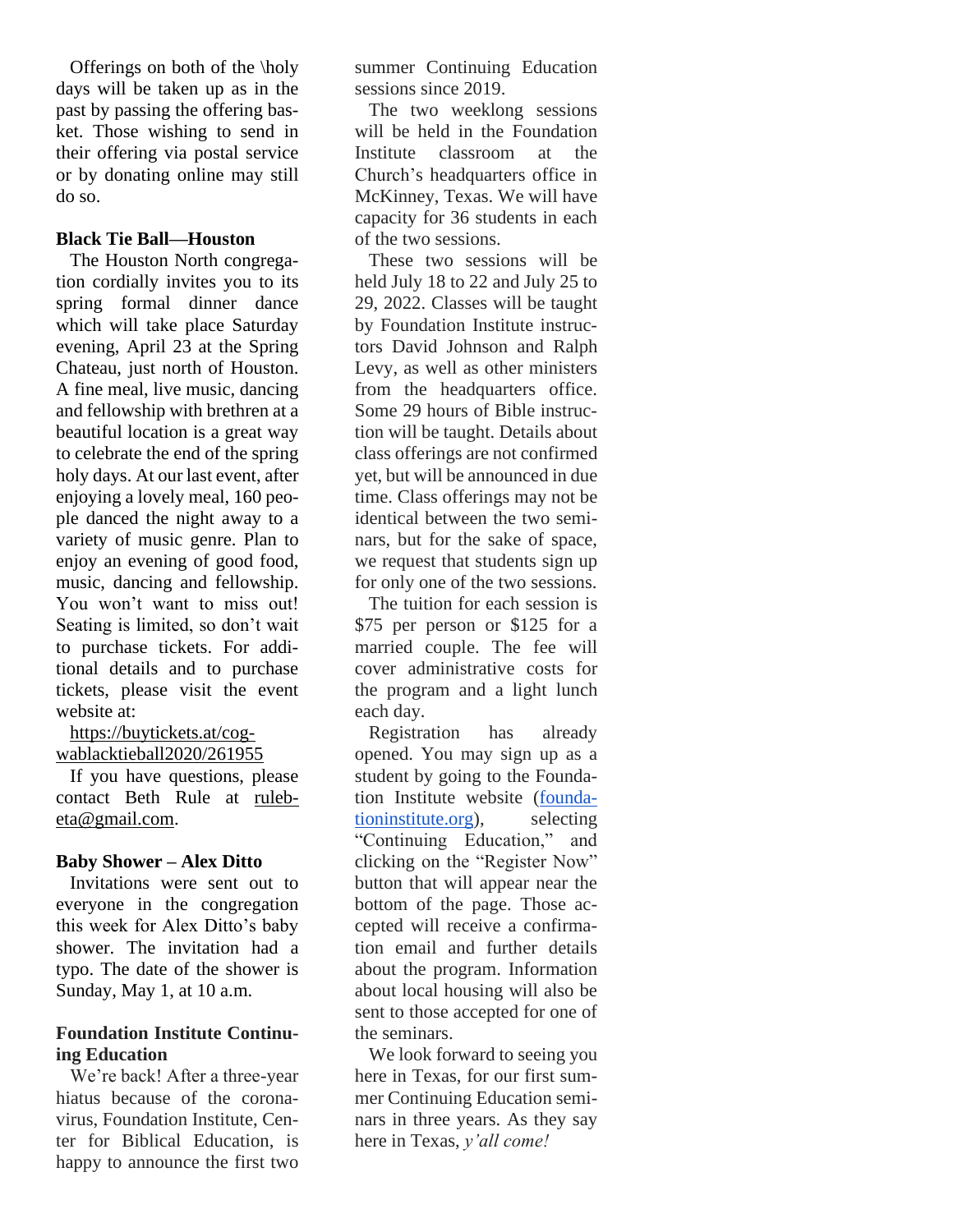Offerings on both of the \holy days will be taken up as in the past by passing the offering basket. Those wishing to send in their offering via postal service or by donating online may still do so.

**Black Tie Ball—Houston**

The Houston North congregation cordially invites you to its spring formal dinner dance which will take place Saturday evening, April 23 at the Spring Chateau, just north of Houston. A fine meal, live music, dancing and fellowship with brethren at a beautiful location is a great way to celebrate the end of the spring holy days. At our last event, after enjoying a lovely meal, 160 people danced the night away to a variety of music genre. Plan to enjoy an evening of good food, music, dancing and fellowship. You won't want to miss out! Seating is limited, so don't wait to purchase tickets. For additional details and to purchase tickets, please visit the event website at:

https://buytickets.at/cog-wablacktieball2020/261955

If you have questions, please contact Beth Rule at rulebeta@gmail.com.

**Baby Shower – Alex Ditto**

Invitations were sent out to everyone in the congregation this week for Alex Ditto's baby shower. The invitation had a typo. The date of the shower is Sunday, May 1, at 10 a.m.

**Foundation Institute Continuing Education**

We're back! After a three-year hiatus because of the coronavirus, Foundation Institute, Center for Biblical Education, is happy to announce the first two summer Continuing Education sessions since 2019.

The two weeklong sessions will be held in the Foundation Institute classroom at the Church's headquarters office in McKinney, Texas. We will have capacity for 36 students in each of the two sessions.

These two sessions will be held July 18 to 22 and July 25 to 29, 2022. Classes will be taught by Foundation Institute instructors David Johnson and Ralph Levy, as well as other ministers from the headquarters office. Some 29 hours of Bible instruction will be taught. Details about class offerings are not confirmed yet, but will be announced in due time. Class offerings may not be identical between the two seminars, but for the sake of space, we request that students sign up for only one of the two sessions.

The tuition for each session is $75 per person or $125 for a married couple. The fee will cover administrative costs for the program and a light lunch each day.

Registration has already opened. You may sign up as a student by going to the Foundation Institute website (foundationinstitute.org), selecting "Continuing Education," and clicking on the "Register Now" button that will appear near the bottom of the page. Those accepted will receive a confirmation email and further details about the program. Information about local housing will also be sent to those accepted for one of the seminars.

We look forward to seeing you here in Texas, for our first summer Continuing Education seminars in three years. As they say here in Texas, *y'all come!*